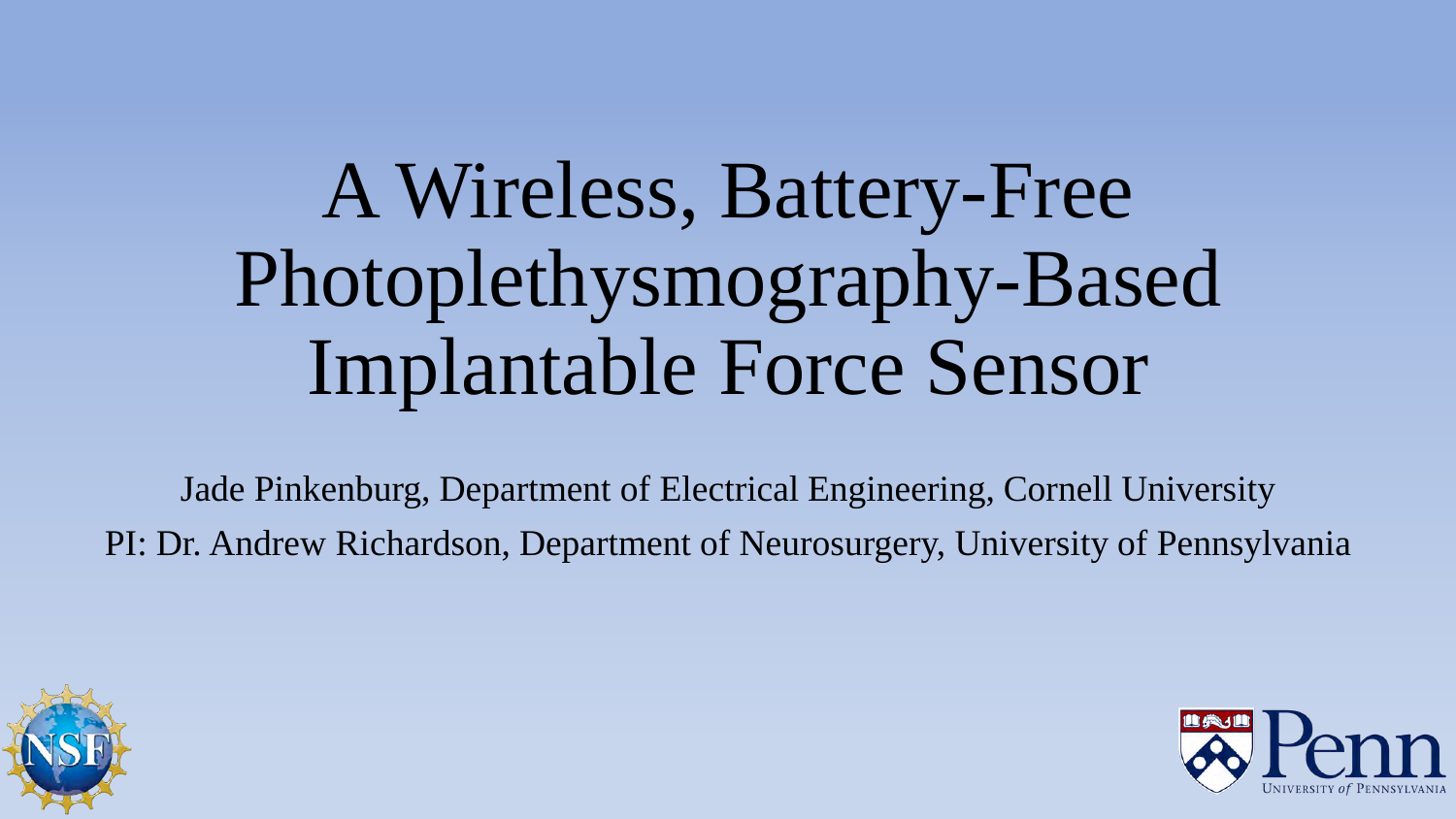# A Wireless, Battery-Free Photoplethysmography-Based Implantable Force Sensor

Jade Pinkenburg, Department of Electrical Engineering, Cornell University

PI: Dr. Andrew Richardson, Department of Neurosurgery, University of Pennsylvania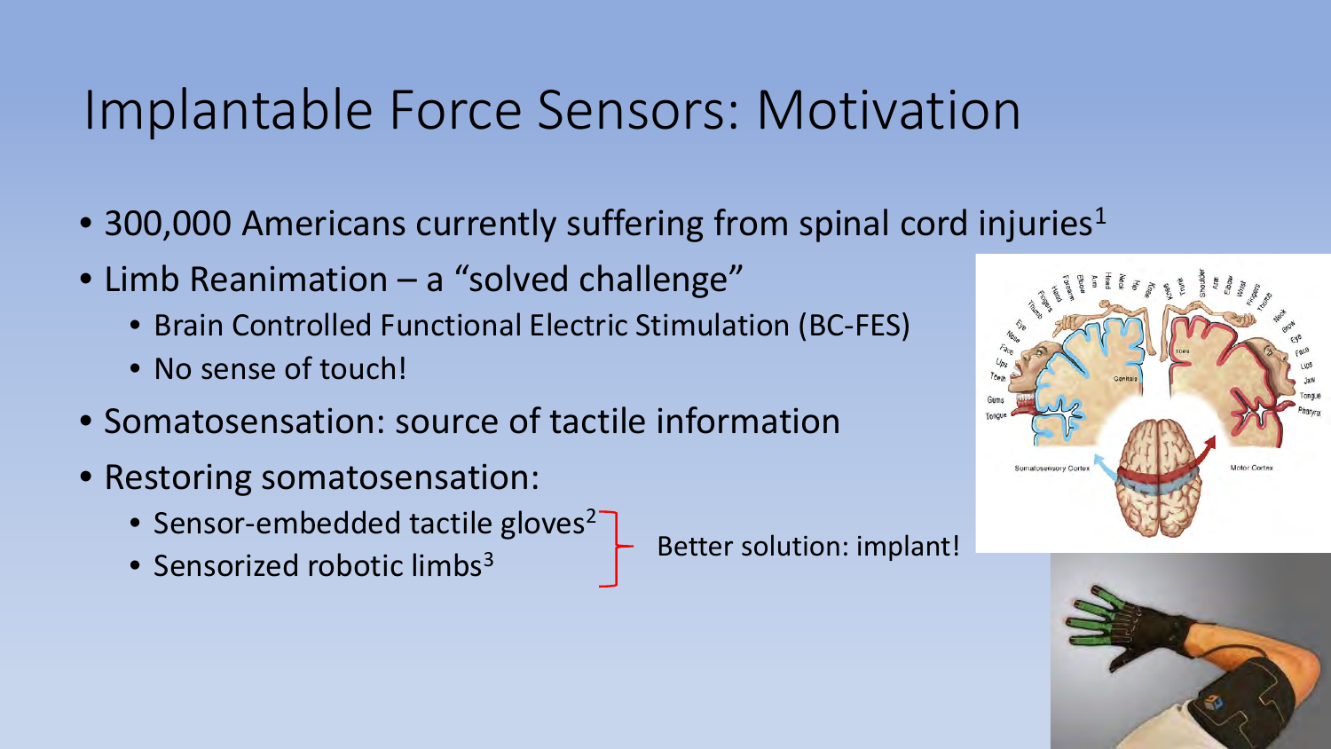# Implantable Force Sensors: Motivation

- 300,000 Americans currently suffering from spinal cord injuries[1]
- Limb Reanimation – a "solved challenge"
  - Brain Controlled Functional Electric Stimulation (BC-FES)
  - No sense of touch!
- Somatosensation: source of tactile information
- Restoring somatosensation:
  - Sensor-embedded tactile gloves[2]
  - Sensorized robotic limbs[3]

  Better solution: implant!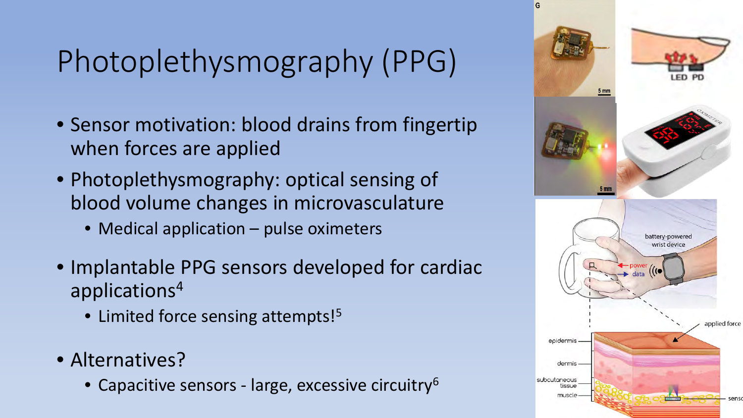# Photoplethysmography (PPG)

- Sensor motivation: blood drains from fingertip when forces are applied
- Photoplethysmography: optical sensing of blood volume changes in microvasculature
  - Medical application – pulse oximeters
- Implantable PPG sensors developed for cardiac applications[4]
  - Limited force sensing attempts![5]
- Alternatives?
  - Capacitive sensors - large, excessive circuitry[6]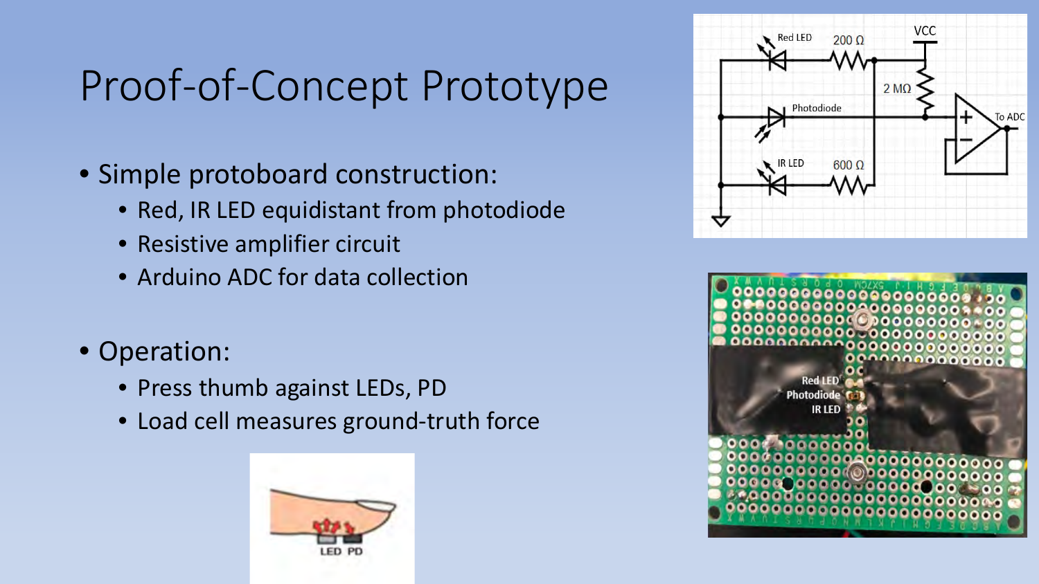# Proof-of-Concept Prototype

- Simple protoboard construction:
  - Red, IR LED equidistant from photodiode
  - Resistive amplifier circuit
  - Arduino ADC for data collection
- Operation:
  - Press thumb against LEDs, PD
  - Load cell measures ground-truth force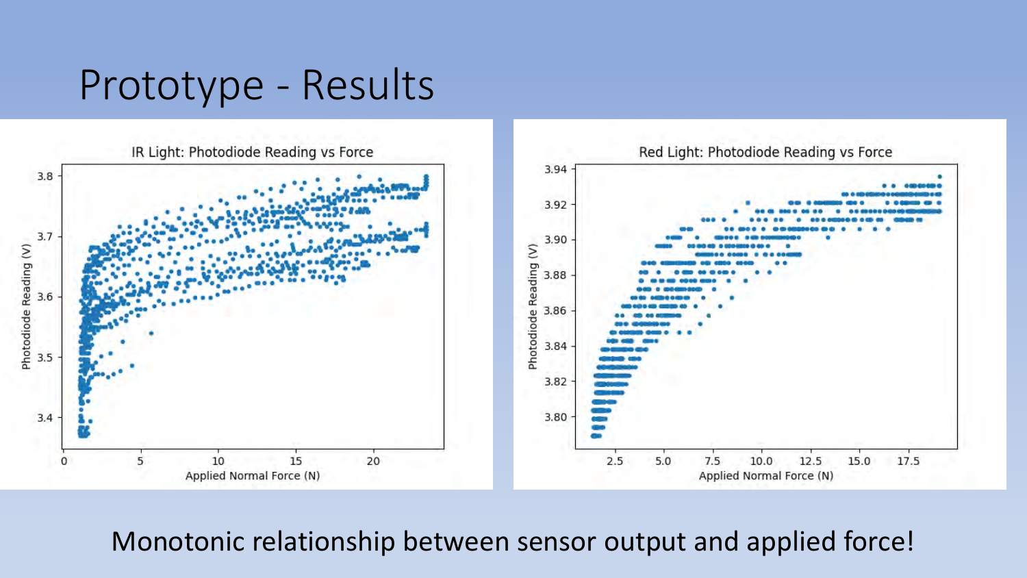# Prototype - Results

Monotonic relationship between sensor output and applied force!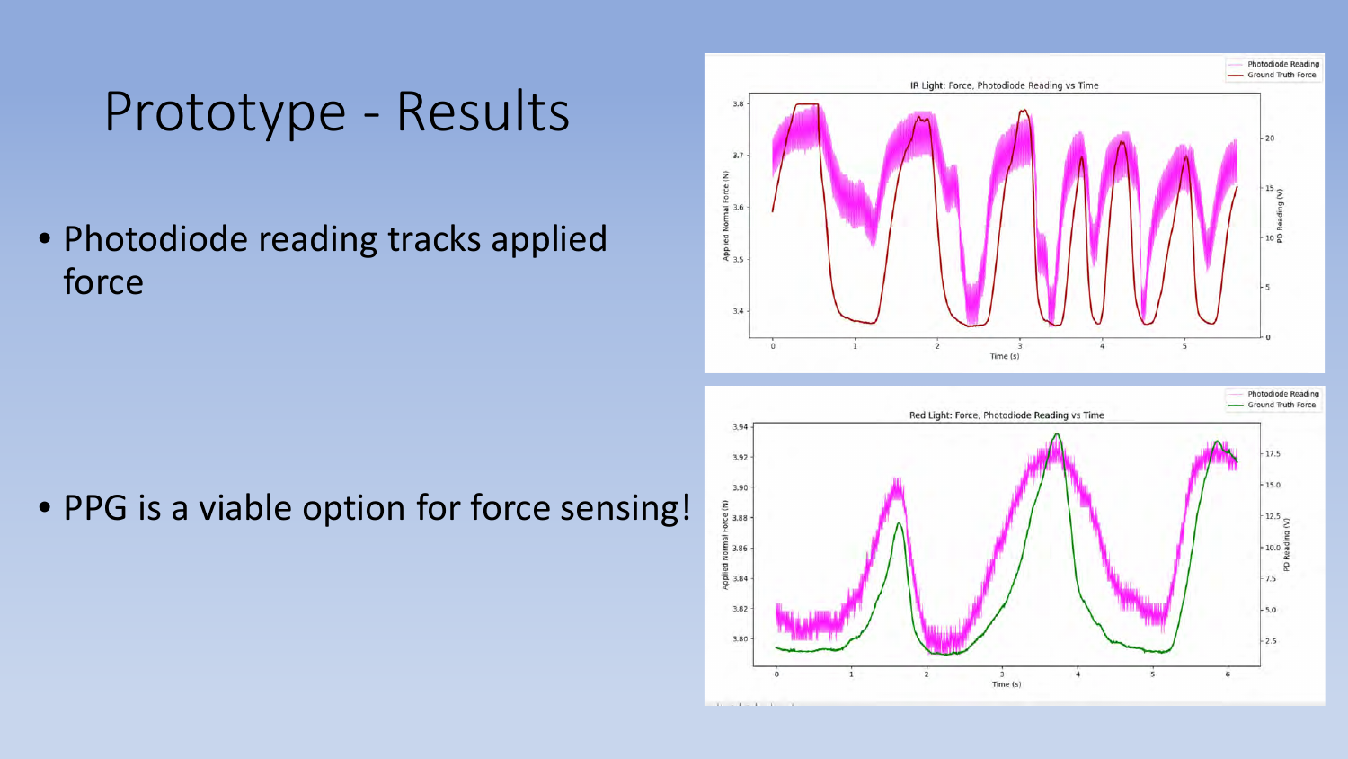# Prototype - Results

- Photodiode reading tracks applied force

- PPG is a viable option for force sensing!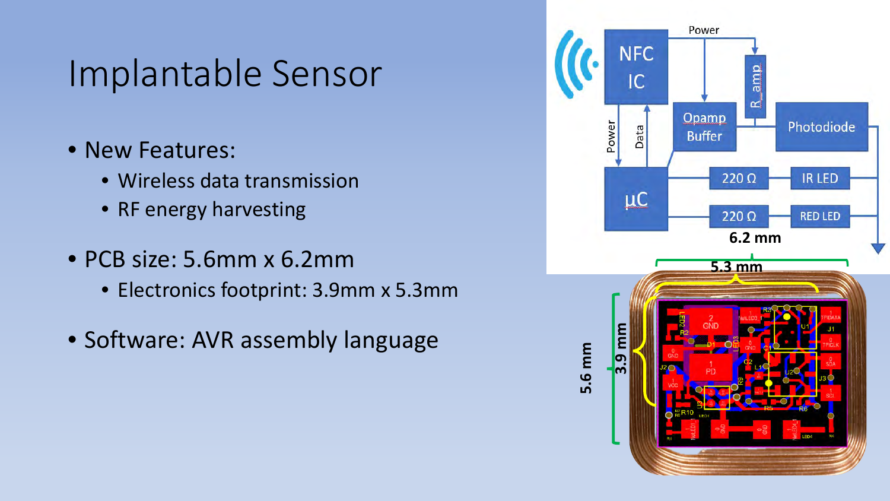# Implantable Sensor

- New Features:
  - Wireless data transmission
  - RF energy harvesting
- PCB size: 5.6mm x 6.2mm
  - Electronics footprint: 3.9mm x 5.3mm
- Software: AVR assembly language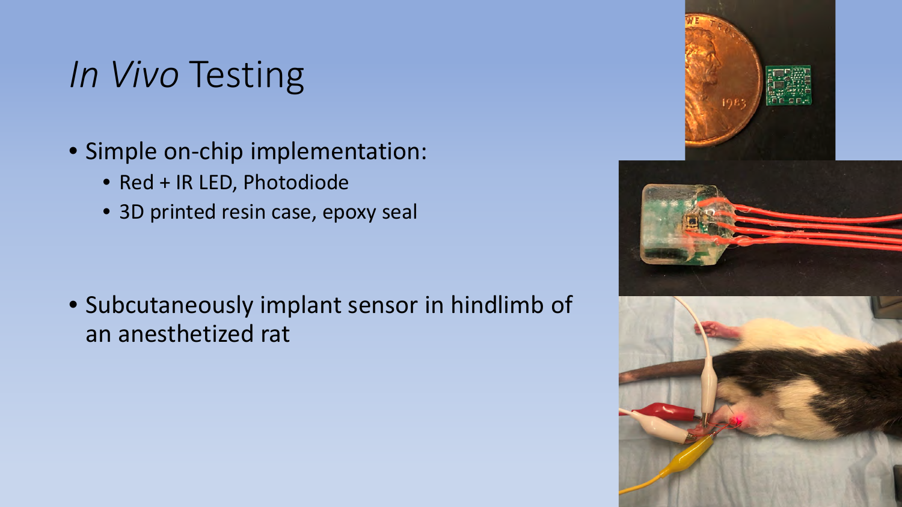# *In Vivo* Testing

- Simple on-chip implementation:
  - Red + IR LED, Photodiode
  - 3D printed resin case, epoxy seal
- Subcutaneously implant sensor in hindlimb of an anesthetized rat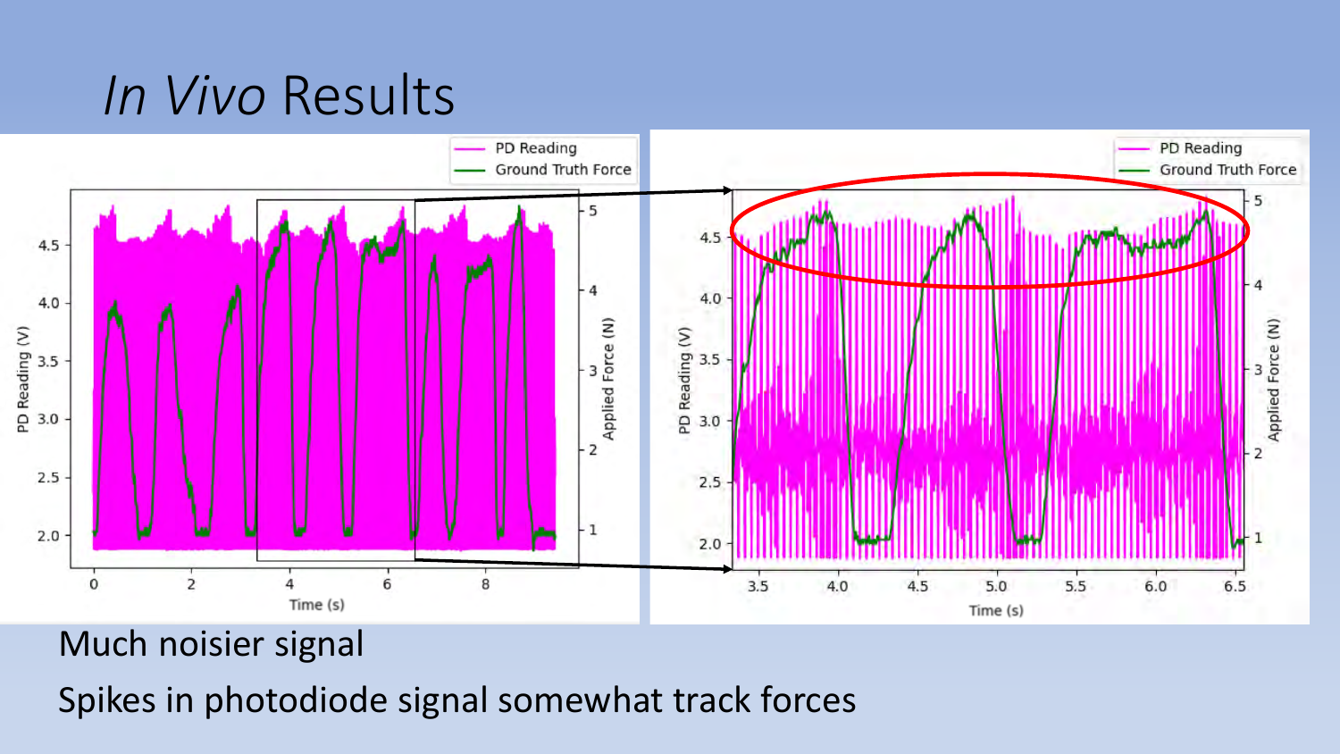# *In Vivo* Results

Much noisier signal

Spikes in photodiode signal somewhat track forces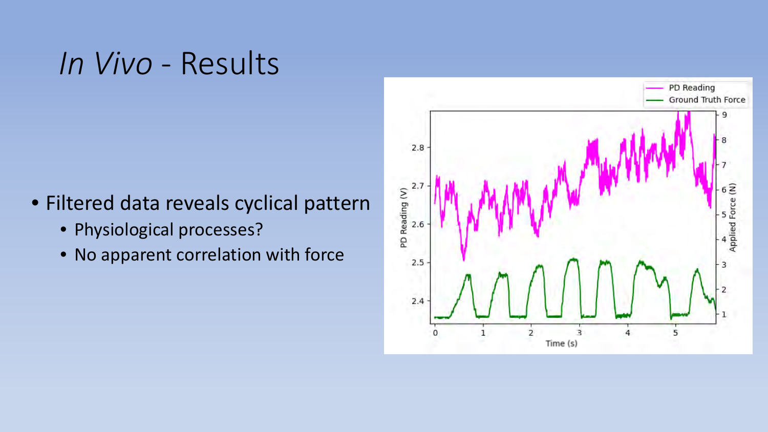# *In Vivo* - Results

- Filtered data reveals cyclical pattern
  - Physiological processes?
  - No apparent correlation with force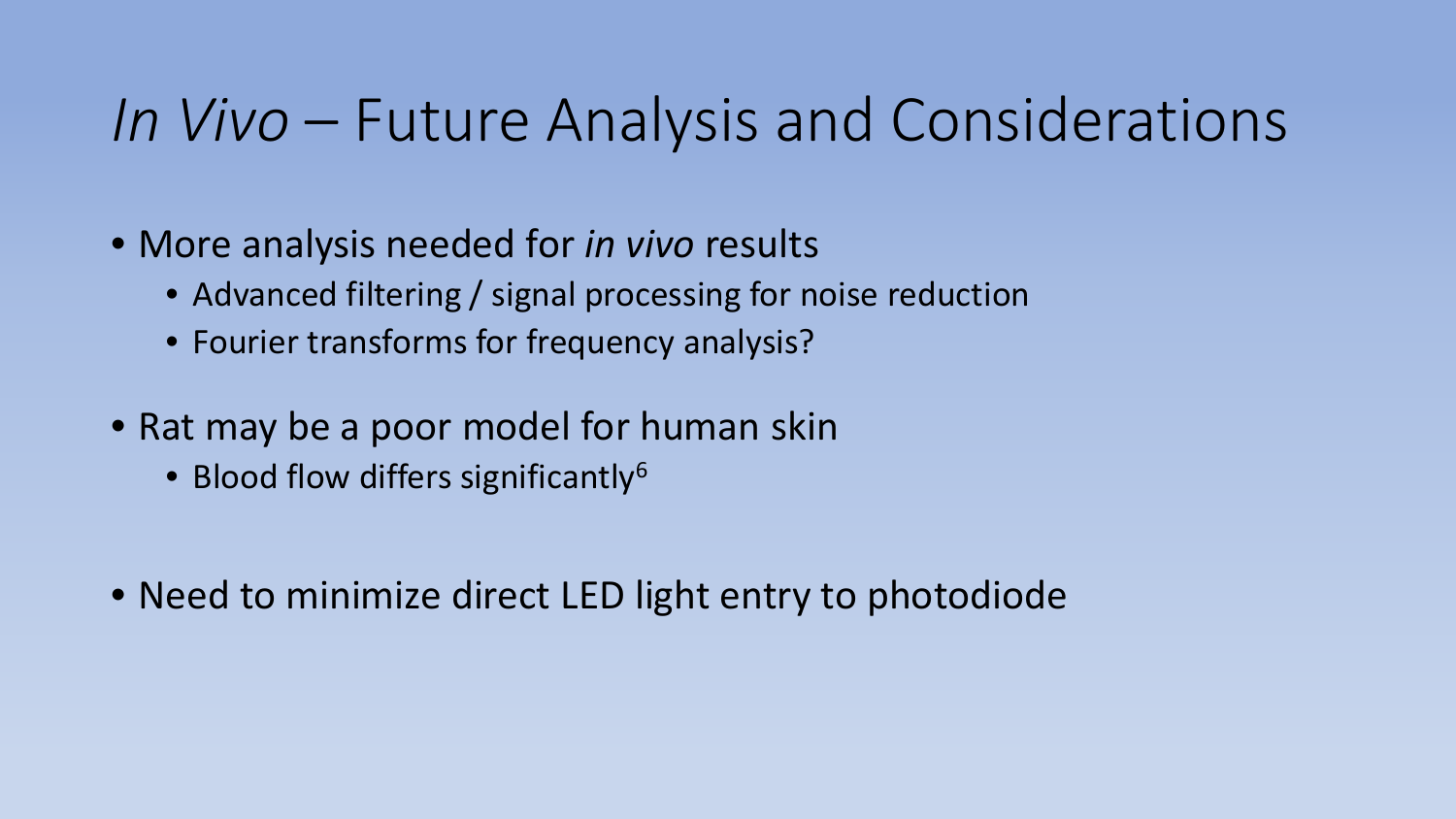# *In Vivo* – Future Analysis and Considerations

- More analysis needed for *in vivo* results
  - Advanced filtering / signal processing for noise reduction
  - Fourier transforms for frequency analysis?
- Rat may be a poor model for human skin
  - Blood flow differs significantly[6]
- Need to minimize direct LED light entry to photodiode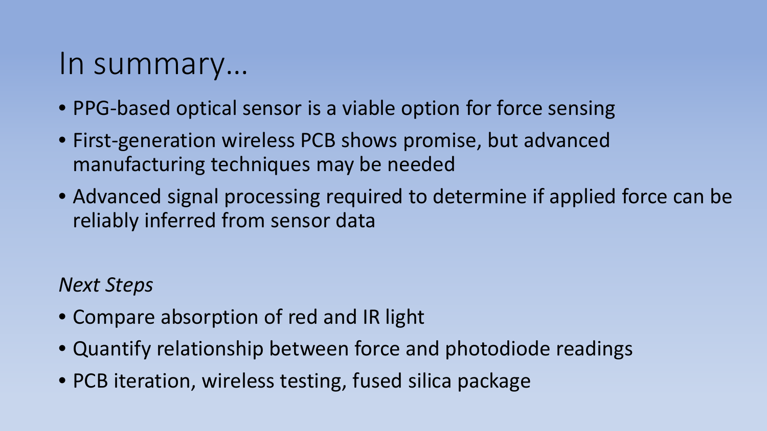# In summary…

- PPG-based optical sensor is a viable option for force sensing
- First-generation wireless PCB shows promise, but advanced manufacturing techniques may be needed
- Advanced signal processing required to determine if applied force can be reliably inferred from sensor data

*Next Steps*

- Compare absorption of red and IR light
- Quantify relationship between force and photodiode readings
- PCB iteration, wireless testing, fused silica package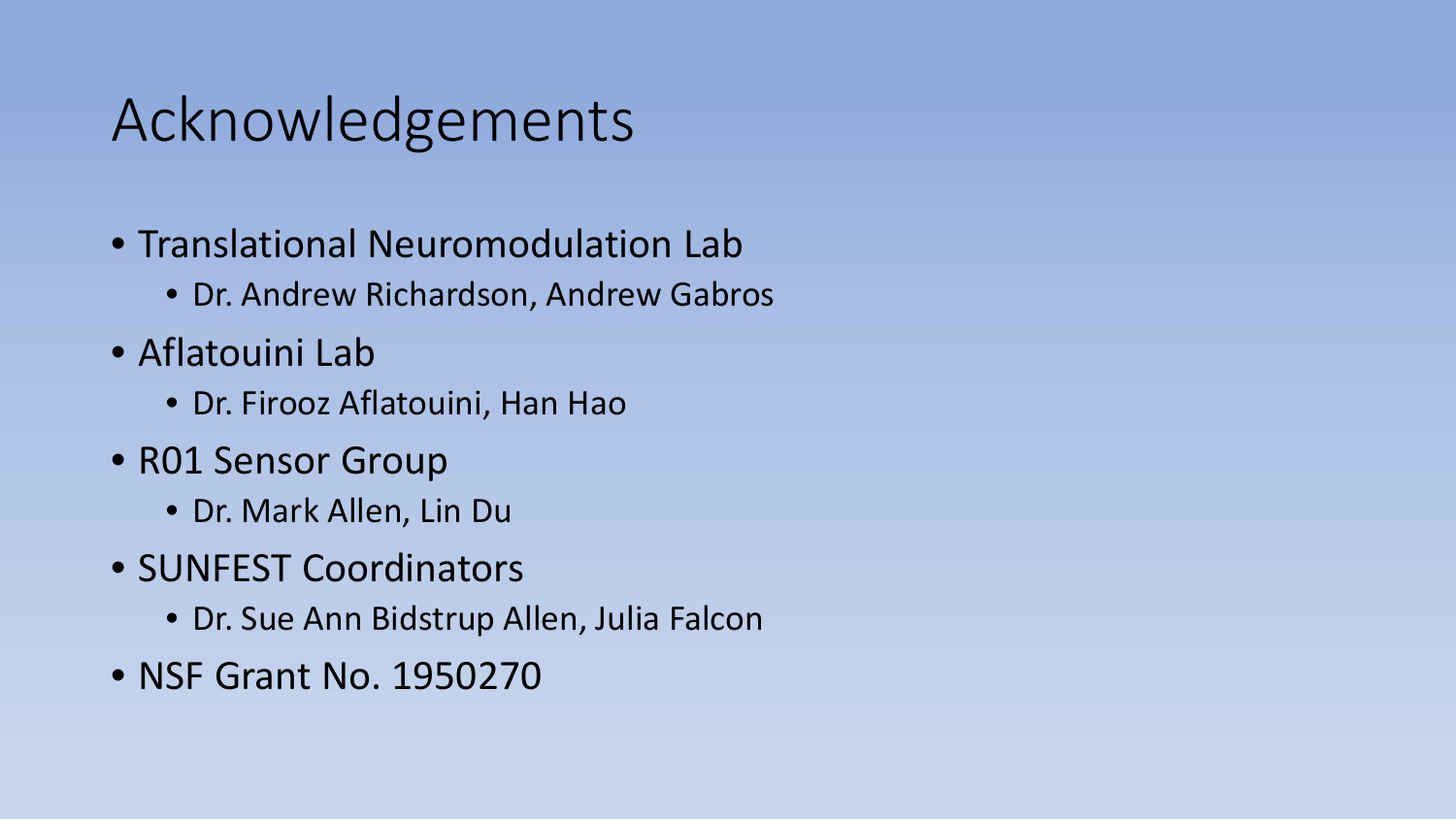# Acknowledgements

- Translational Neuromodulation Lab
  - Dr. Andrew Richardson, Andrew Gabros
- Aflatouini Lab
  - Dr. Firooz Aflatouini, Han Hao
- R01 Sensor Group
  - Dr. Mark Allen, Lin Du
- SUNFEST Coordinators
  - Dr. Sue Ann Bidstrup Allen, Julia Falcon
- NSF Grant No. 1950270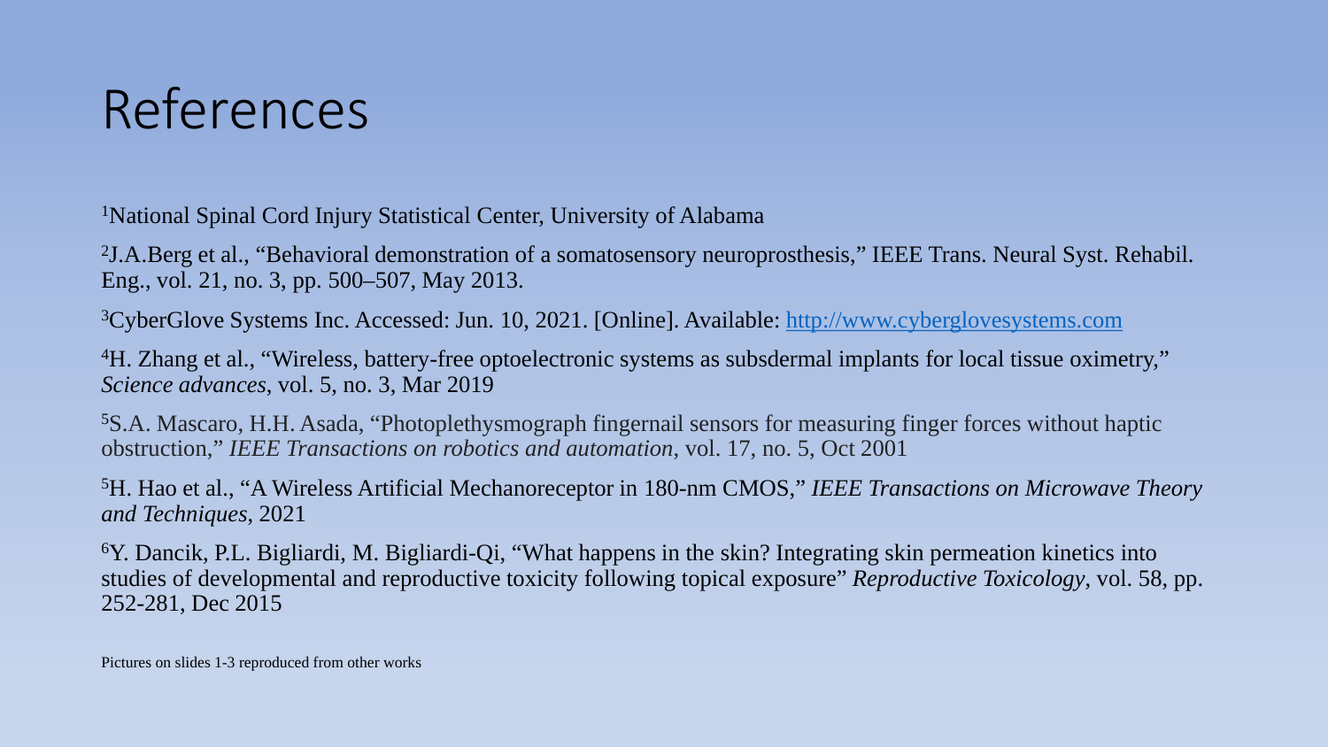# References

[1]National Spinal Cord Injury Statistical Center, University of Alabama

[2]J.A.Berg et al., "Behavioral demonstration of a somatosensory neuroprosthesis," IEEE Trans. Neural Syst. Rehabil. Eng., vol. 21, no. 3, pp. 500–507, May 2013.

[3]CyberGlove Systems Inc. Accessed: Jun. 10, 2021. [Online]. Available: http://www.cyberglovesystems.com

[4]H. Zhang et al., "Wireless, battery-free optoelectronic systems as subsdermal implants for local tissue oximetry," *Science advances*, vol. 5, no. 3, Mar 2019

[5]S.A. Mascaro, H.H. Asada, "Photoplethysmograph fingernail sensors for measuring finger forces without haptic obstruction," *IEEE Transactions on robotics and automation*, vol. 17, no. 5, Oct 2001

[5]H. Hao et al., "A Wireless Artificial Mechanoreceptor in 180-nm CMOS," *IEEE Transactions on Microwave Theory and Techniques*, 2021

[6]Y. Dancik, P.L. Bigliardi, M. Bigliardi-Qi, "What happens in the skin? Integrating skin permeation kinetics into studies of developmental and reproductive toxicity following topical exposure" *Reproductive Toxicology*, vol. 58, pp. 252-281, Dec 2015

Pictures on slides 1-3 reproduced from other works